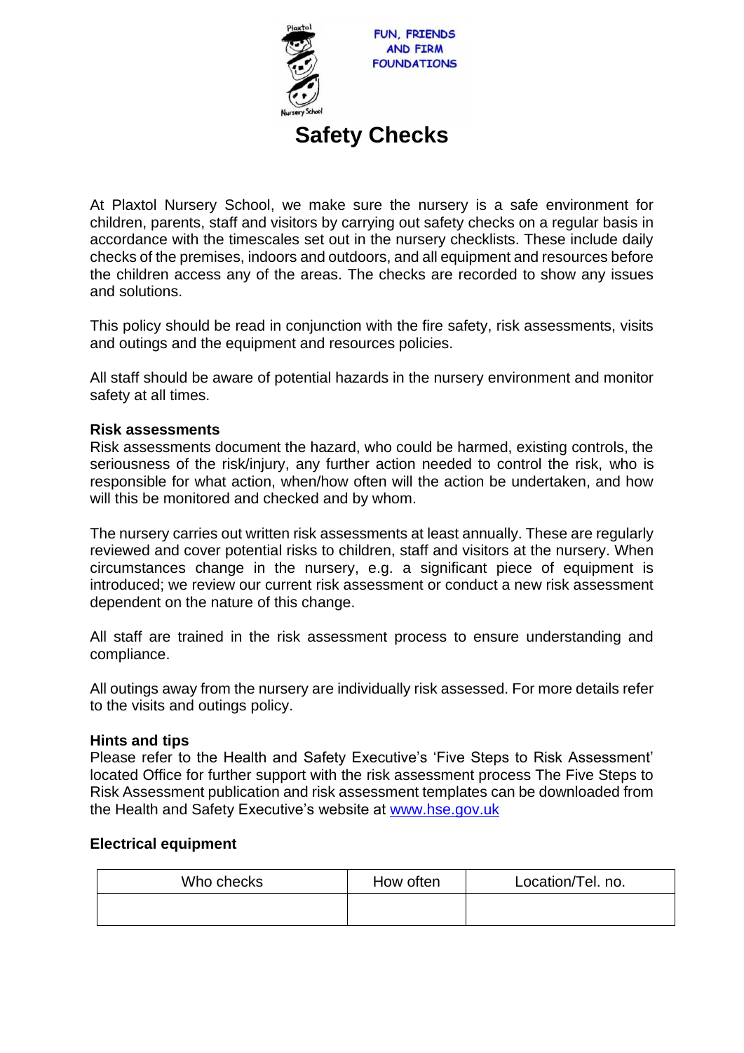FUN, FRIENDS AND FIRM FOUNDATIONS

# Safety Checks

At Plaxtol Nursery School, we make sure the nursery is a safe environment for children, parents, staff and visitors by carrying out safety checks on a regular basis in accordance with the timescales set out in the nursery checklists. These include daily checks of the premises, indoors and outdoors, and all equipment and resources before the children access any of the areas. The checks are recorded to show any issues and solutions.

This policy should be read in conjunction with the fire safety, risk assessments, visits and outings and the equipment and resources policies.

All staff should be aware of potential hazards in the nursery environment and monitor safety at all times.

**Risk assessments**

Risk assessments document the hazard, who could be harmed, existing controls, the seriousness of the risk/injury, any further action needed to control the risk, who is responsible for what action, when/how often will the action be undertaken, and how will this be monitored and checked and by whom.

The nursery carries out written risk assessments at least annually. These are regularly reviewed and cover potential risks to children, staff and visitors at the nursery. When circumstances change in the nursery, e.g. a significant piece of equipment is introduced; we review our current risk assessment or conduct a new risk assessment dependent on the nature of this change.

All staff are trained in the risk assessment process to ensure understanding and compliance.

All outings away from the nursery are individually risk assessed. For more details refer to the visits and outings policy.

**Hints and tips**

Please refer to the Health and Safety Executive's 'Five Steps to Risk Assessment' located Office for further support with the risk assessment process The Five Steps to Risk Assessment publication and risk assessment templates can be downloaded from the Health and Safety Executive's website at www.hse.gov.uk

**Electrical equipment**

| Who checks | How often | Location/Tel. no. |
| --- | --- | --- |
| | | |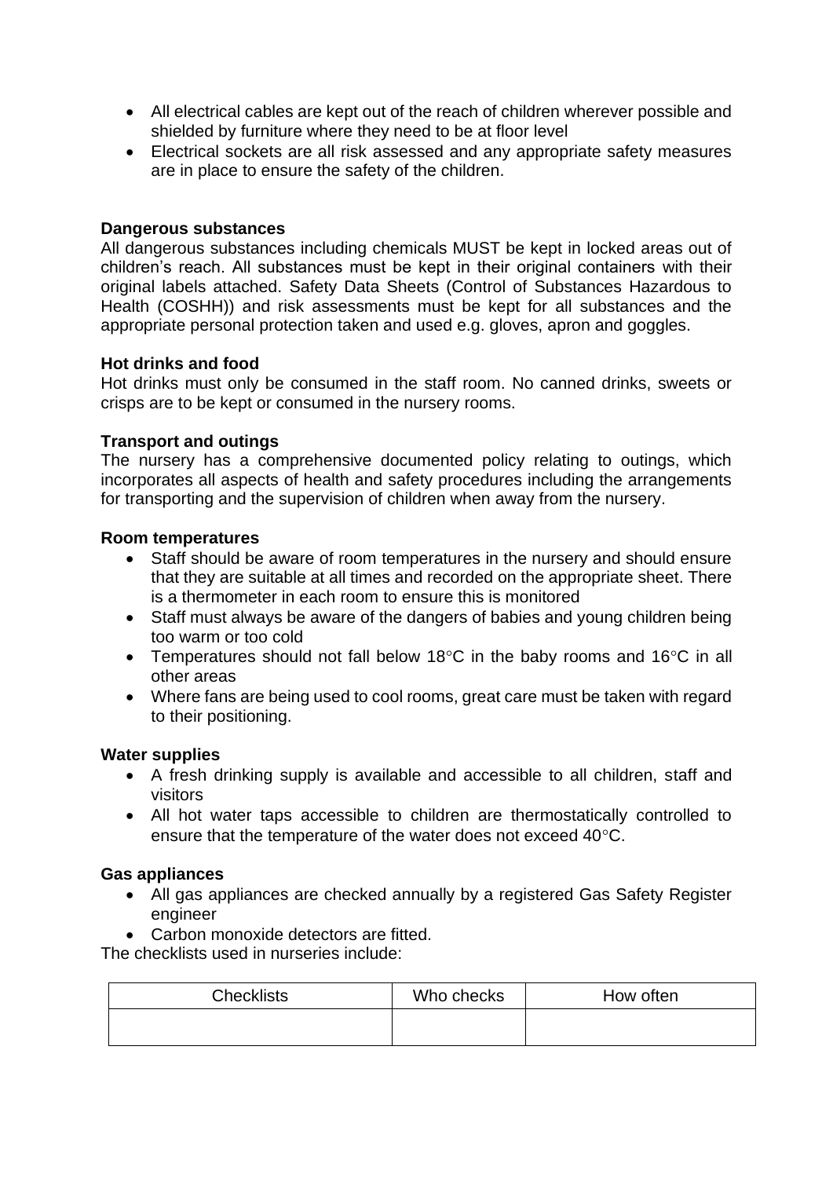- All electrical cables are kept out of the reach of children wherever possible and shielded by furniture where they need to be at floor level
- Electrical sockets are all risk assessed and any appropriate safety measures are in place to ensure the safety of the children.

**Dangerous substances**

All dangerous substances including chemicals MUST be kept in locked areas out of children's reach. All substances must be kept in their original containers with their original labels attached. Safety Data Sheets (Control of Substances Hazardous to Health (COSHH)) and risk assessments must be kept for all substances and the appropriate personal protection taken and used e.g. gloves, apron and goggles.

**Hot drinks and food**

Hot drinks must only be consumed in the staff room. No canned drinks, sweets or crisps are to be kept or consumed in the nursery rooms.

**Transport and outings**

The nursery has a comprehensive documented policy relating to outings, which incorporates all aspects of health and safety procedures including the arrangements for transporting and the supervision of children when away from the nursery.

**Room temperatures**

- Staff should be aware of room temperatures in the nursery and should ensure that they are suitable at all times and recorded on the appropriate sheet. There is a thermometer in each room to ensure this is monitored
- Staff must always be aware of the dangers of babies and young children being too warm or too cold
- Temperatures should not fall below 18°C in the baby rooms and 16°C in all other areas
- Where fans are being used to cool rooms, great care must be taken with regard to their positioning.

**Water supplies**

- A fresh drinking supply is available and accessible to all children, staff and visitors
- All hot water taps accessible to children are thermostatically controlled to ensure that the temperature of the water does not exceed 40°C.

**Gas appliances**

- All gas appliances are checked annually by a registered Gas Safety Register engineer
- Carbon monoxide detectors are fitted.

The checklists used in nurseries include:

| Checklists | Who checks | How often |
|---|---|---|
| | | |